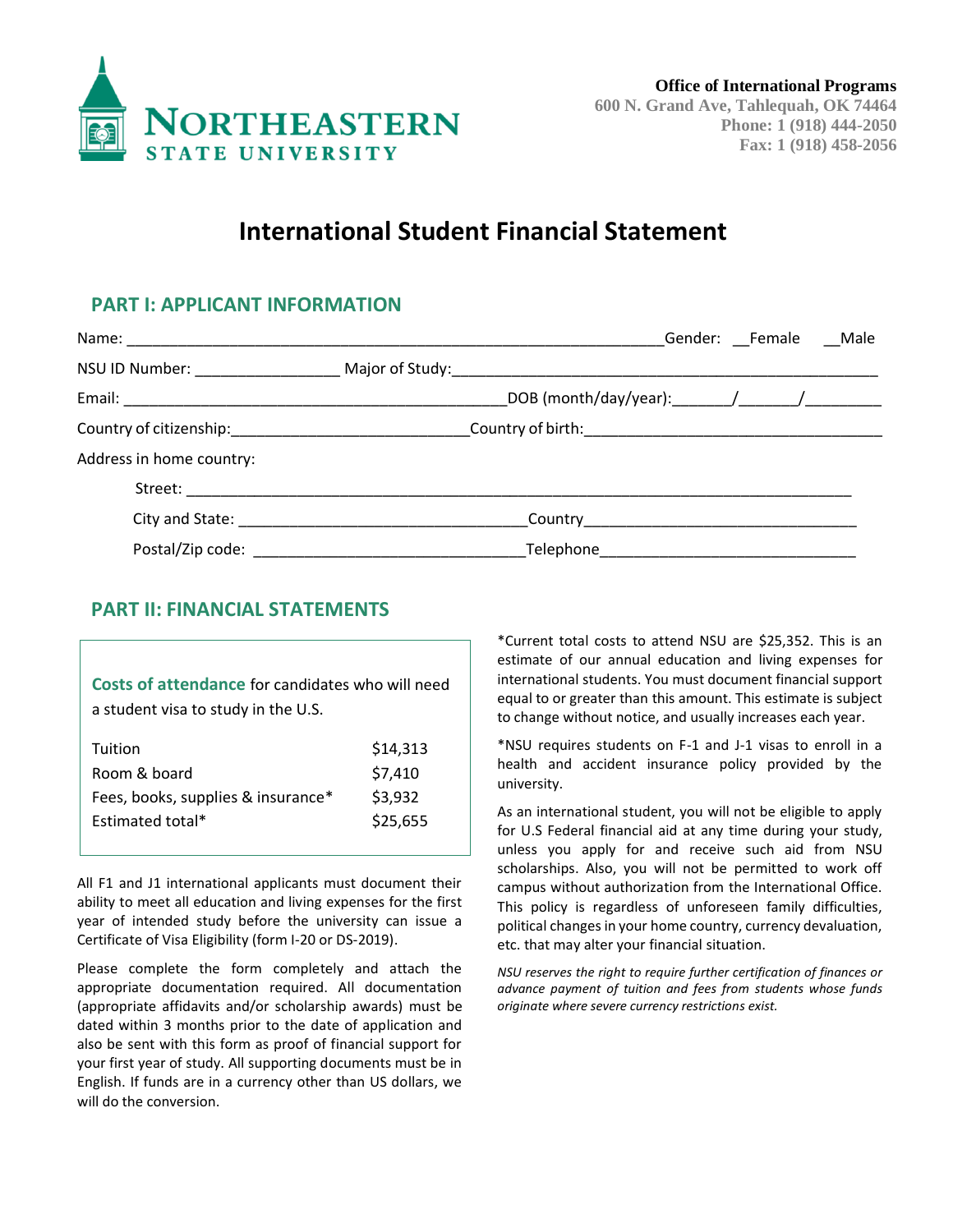**Office of International Programs**
600 N. Grand Ave, Tahlequah, OK 74464
Phone: 1 (918) 444-2050
Fax: 1 (918) 458-2056

NORTHEASTERN STATE UNIVERSITY

# International Student Financial Statement

## PART I: APPLICANT INFORMATION

Name: ____________________________________________ Gender: __Female __Male

NSU ID Number: ______________ Major of Study: ______________________________________

Email: ______________________________ DOB (month/day/year):______/______/________

Country of citizenship:_______________________ Country of birth:_____________________________

Address in home country:

Street: _______________________________________________________________________

City and State: ___________________________ Country___________________________

Postal/Zip code: __________________________ Telephone_________________________

## PART II: FINANCIAL STATEMENTS

**Costs of attendance** for candidates who will need a student visa to study in the U.S.

| | |
|---|---|
| Tuition | $14,313 |
| Room & board | $7,410 |
| Fees, books, supplies & insurance* | $3,932 |
| Estimated total* | $25,655 |

All F1 and J1 international applicants must document their ability to meet all education and living expenses for the first year of intended study before the university can issue a Certificate of Visa Eligibility (form I-20 or DS-2019).

Please complete the form completely and attach the appropriate documentation required. All documentation (appropriate affidavits and/or scholarship awards) must be dated within 3 months prior to the date of application and also be sent with this form as proof of financial support for your first year of study. All supporting documents must be in English. If funds are in a currency other than US dollars, we will do the conversion.

*Current total costs to attend NSU are $25,352. This is an estimate of our annual education and living expenses for international students. You must document financial support equal to or greater than this amount. This estimate is subject to change without notice, and usually increases each year.

*NSU requires students on F-1 and J-1 visas to enroll in a health and accident insurance policy provided by the university.

As an international student, you will not be eligible to apply for U.S Federal financial aid at any time during your study, unless you apply for and receive such aid from NSU scholarships. Also, you will not be permitted to work off campus without authorization from the International Office. This policy is regardless of unforeseen family difficulties, political changes in your home country, currency devaluation, etc. that may alter your financial situation.

*NSU reserves the right to require further certification of finances or advance payment of tuition and fees from students whose funds originate where severe currency restrictions exist.*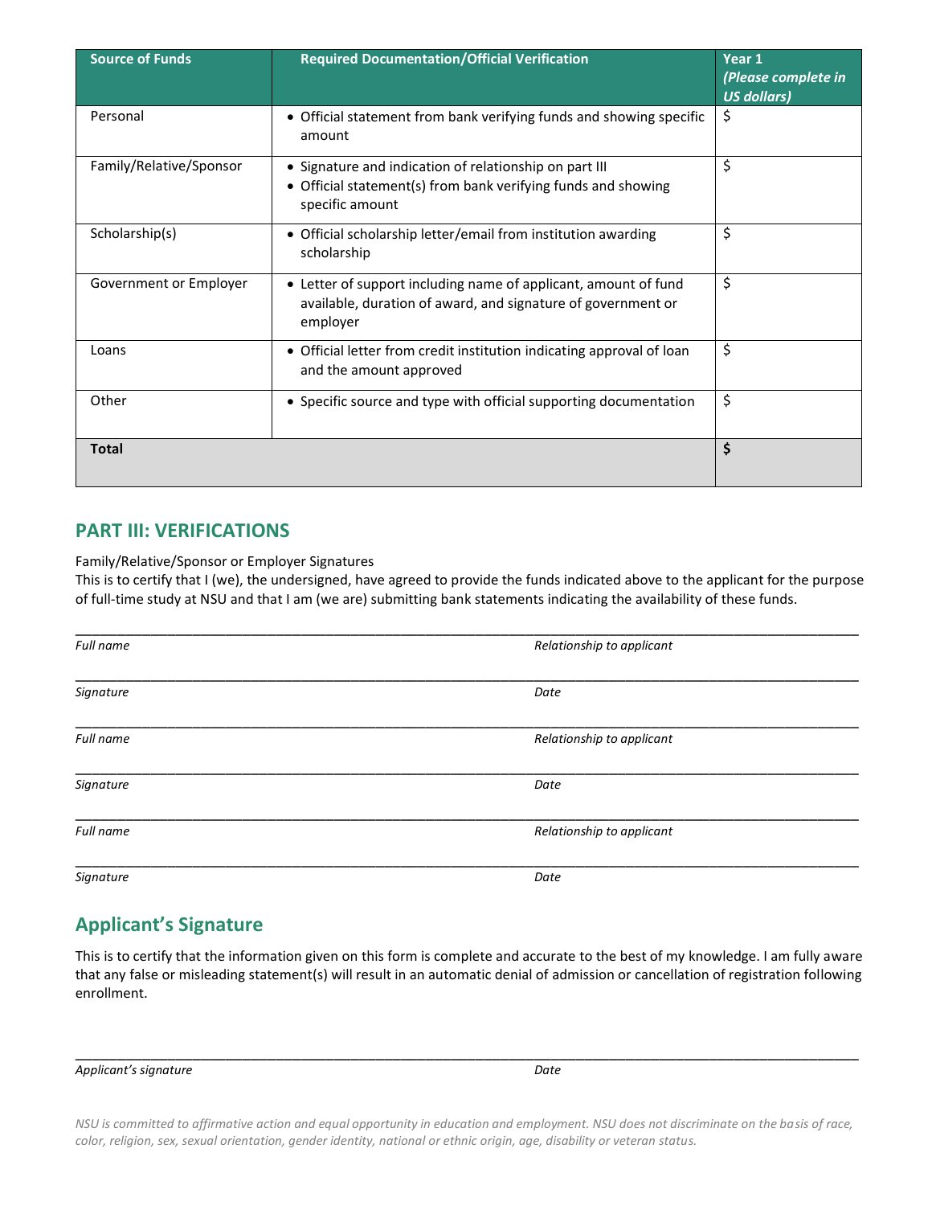| Source of Funds | Required Documentation/Official Verification | Year 1 *(Please complete in US dollars)* |
|---|---|---|
| Personal | • Official statement from bank verifying funds and showing specific amount | $ |
| Family/Relative/Sponsor | • Signature and indication of relationship on part III<br>• Official statement(s) from bank verifying funds and showing specific amount | $ |
| Scholarship(s) | • Official scholarship letter/email from institution awarding scholarship | $ |
| Government or Employer | • Letter of support including name of applicant, amount of fund available, duration of award, and signature of government or employer | $ |
| Loans | • Official letter from credit institution indicating approval of loan and the amount approved | $ |
| Other | • Specific source and type with official supporting documentation | $ |
| **Total** | | **$** |

## PART III: VERIFICATIONS

Family/Relative/Sponsor or Employer Signatures

This is to certify that I (we), the undersigned, have agreed to provide the funds indicated above to the applicant for the purpose of full-time study at NSU and that I am (we are) submitting bank statements indicating the availability of these funds.

______________________________________________________________________________________

*Full name* *Relationship to applicant*

______________________________________________________________________________________

*Signature* *Date*

______________________________________________________________________________________

*Full name* *Relationship to applicant*

______________________________________________________________________________________

*Signature* *Date*

______________________________________________________________________________________

*Full name* *Relationship to applicant*

______________________________________________________________________________________

*Signature* *Date*

## Applicant's Signature

This is to certify that the information given on this form is complete and accurate to the best of my knowledge. I am fully aware that any false or misleading statement(s) will result in an automatic denial of admission or cancellation of registration following enrollment.

______________________________________________________________________________________

*Applicant's signature* *Date*

*NSU is committed to affirmative action and equal opportunity in education and employment. NSU does not discriminate on the basis of race, color, religion, sex, sexual orientation, gender identity, national or ethnic origin, age, disability or veteran status.*